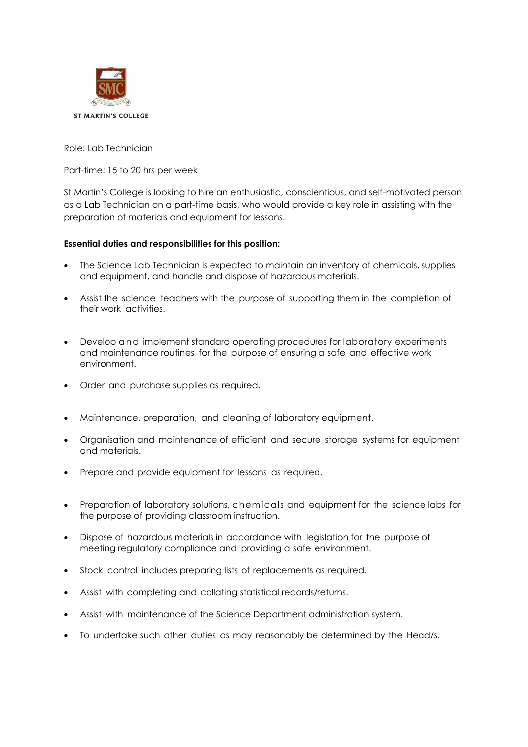ST MARTIN'S COLLEGE

Role: Lab Technician

Part-time: 15 to 20 hrs per week

St Martin's College is looking to hire an enthusiastic, conscientious, and self-motivated person as a Lab Technician on a part-time basis, who would provide a key role in assisting with the preparation of materials and equipment for lessons.

**Essential duties and responsibilities for this position:**

- The Science Lab Technician is expected to maintain an inventory of chemicals, supplies and equipment, and handle and dispose of hazardous materials.
- Assist the science teachers with the purpose of supporting them in the completion of their work activities.
- Develop and implement standard operating procedures for laboratory experiments and maintenance routines for the purpose of ensuring a safe and effective work environment.
- Order and purchase supplies as required.
- Maintenance, preparation, and cleaning of laboratory equipment.
- Organisation and maintenance of efficient and secure storage systems for equipment and materials.
- Prepare and provide equipment for lessons as required.
- Preparation of laboratory solutions, chemicals and equipment for the science labs for the purpose of providing classroom instruction.
- Dispose of hazardous materials in accordance with legislation for the purpose of meeting regulatory compliance and providing a safe environment.
- Stock control includes preparing lists of replacements as required.
- Assist with completing and collating statistical records/returns.
- Assist with maintenance of the Science Department administration system.
- To undertake such other duties as may reasonably be determined by the Head/s.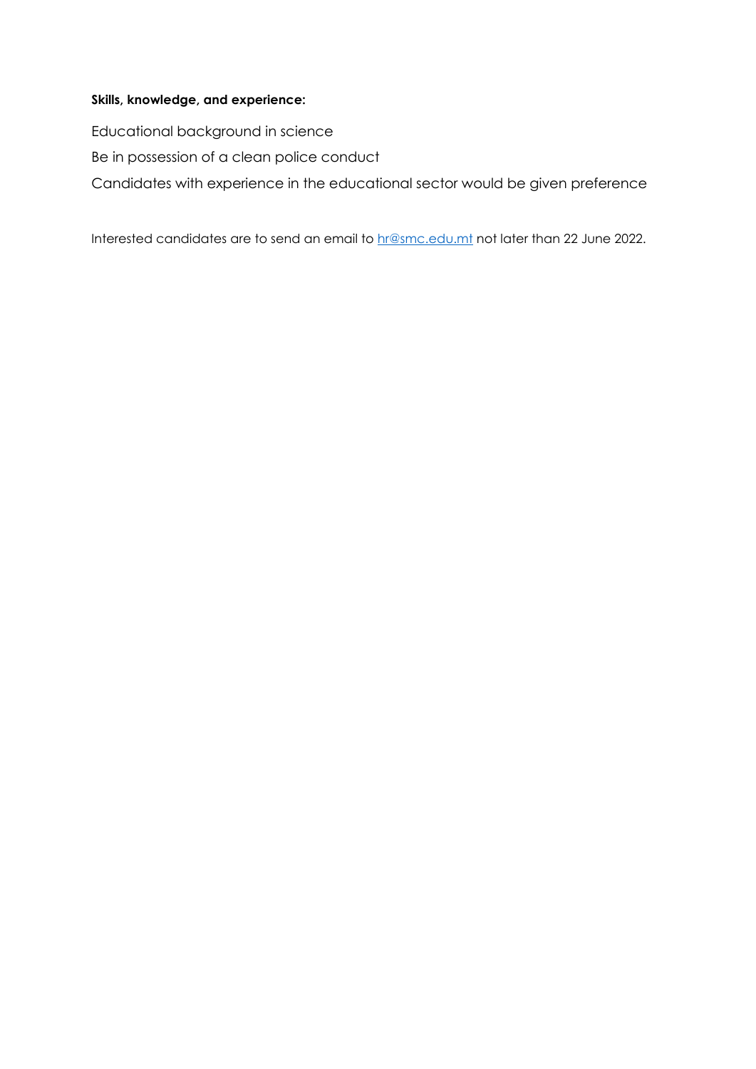**Skills, knowledge, and experience:**

Educational background in science

Be in possession of a clean police conduct

Candidates with experience in the educational sector would be given preference

Interested candidates are to send an email to hr@smc.edu.mt not later than 22 June 2022.